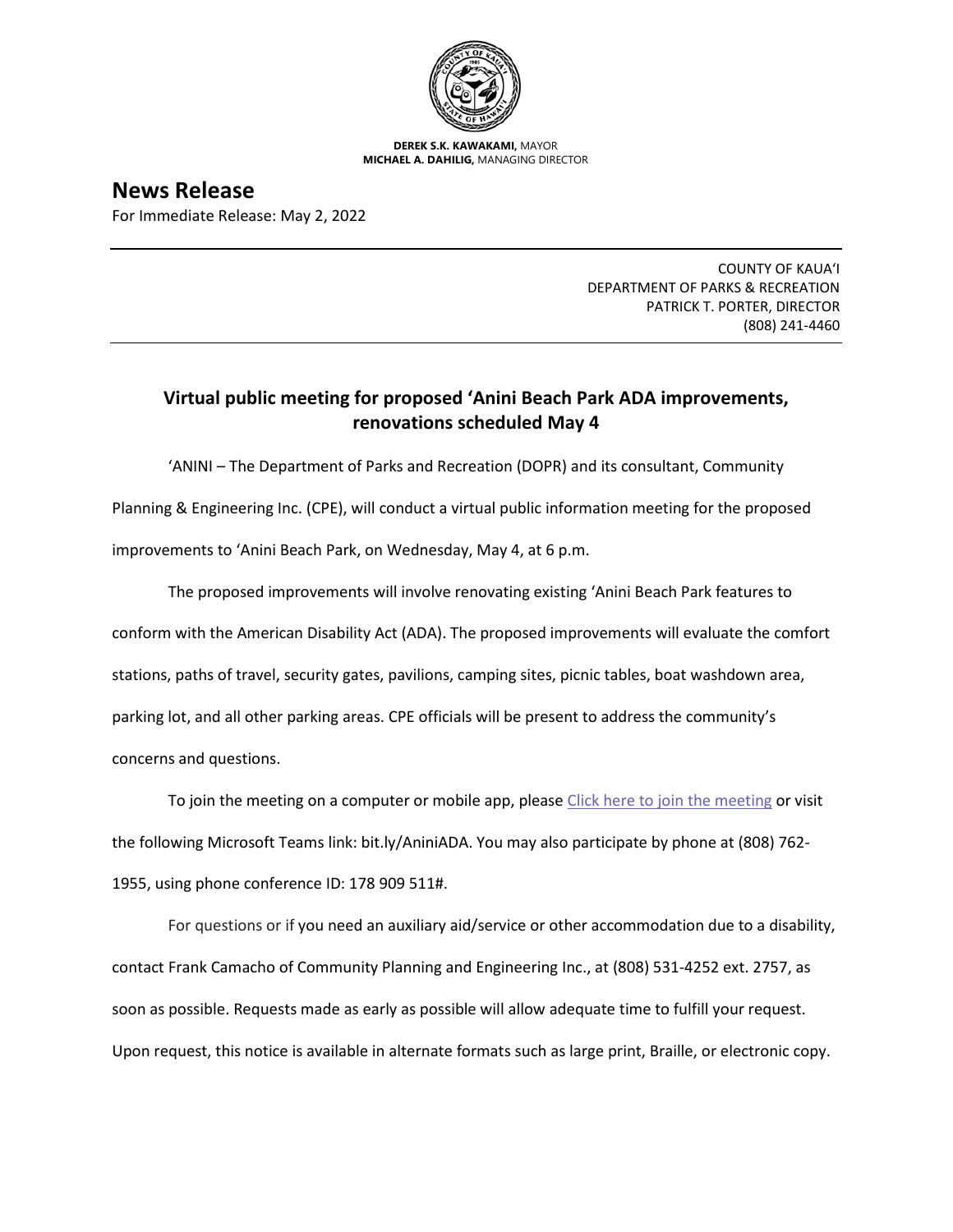**DEREK S.K. KAWAKAMI,** MAYOR
**MICHAEL A. DAHILIG,** MANAGING DIRECTOR

# News Release

For Immediate Release: May 2, 2022

COUNTY OF KAUA'I
DEPARTMENT OF PARKS & RECREATION
PATRICK T. PORTER, DIRECTOR
(808) 241-4460

## Virtual public meeting for proposed 'Anini Beach Park ADA improvements, renovations scheduled May 4

'ANINI – The Department of Parks and Recreation (DOPR) and its consultant, Community Planning & Engineering Inc. (CPE), will conduct a virtual public information meeting for the proposed improvements to 'Anini Beach Park, on Wednesday, May 4, at 6 p.m.

The proposed improvements will involve renovating existing 'Anini Beach Park features to conform with the American Disability Act (ADA). The proposed improvements will evaluate the comfort stations, paths of travel, security gates, pavilions, camping sites, picnic tables, boat washdown area, parking lot, and all other parking areas. CPE officials will be present to address the community's concerns and questions.

To join the meeting on a computer or mobile app, please Click here to join the meeting or visit the following Microsoft Teams link: bit.ly/AniniADA. You may also participate by phone at (808) 762-1955, using phone conference ID: 178 909 511#.

For questions or if you need an auxiliary aid/service or other accommodation due to a disability, contact Frank Camacho of Community Planning and Engineering Inc., at (808) 531-4252 ext. 2757, as soon as possible. Requests made as early as possible will allow adequate time to fulfill your request. Upon request, this notice is available in alternate formats such as large print, Braille, or electronic copy.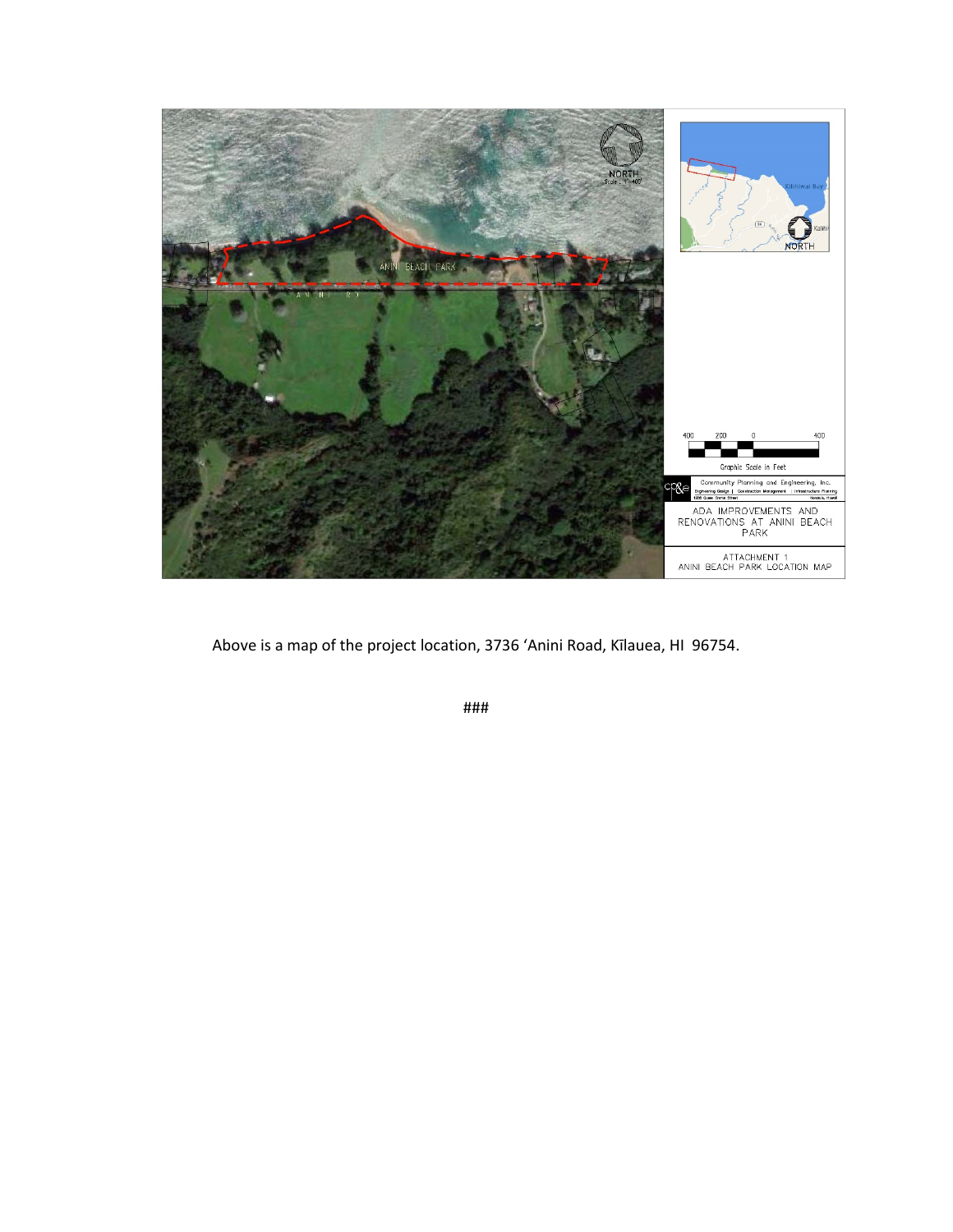NORTH
Scale: 1"=400'

ANINI BEACH PARK

ANINI RD

Kilihiwai Bay

Kalihi

NORTH

400 200 0 400

Graphic Scale in Feet

Community Planning and Engineering, Inc.
Engineering Design | Construction Management | Infrastructure Planning
1088 Queen Emma Street Honolulu, Hawaii

ADA IMPROVEMENTS AND RENOVATIONS AT ANINI BEACH PARK

ATTACHMENT 1
ANINI BEACH PARK LOCATION MAP

Above is a map of the project location, 3736 ʻAnini Road, Kīlauea, HI 96754.

###